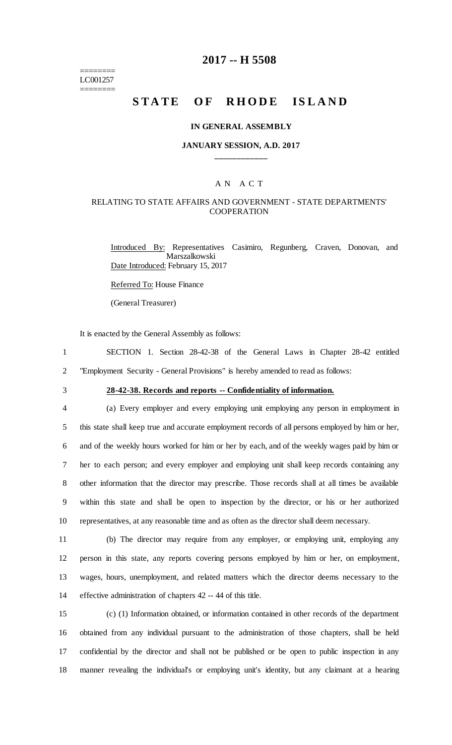========
LC001257
========

# 2017 -- H 5508

## STATE OF RHODE ISLAND

### IN GENERAL ASSEMBLY

### JANUARY SESSION, A.D. 2017

____________

A N A C T

RELATING TO STATE AFFAIRS AND GOVERNMENT - STATE DEPARTMENTS' COOPERATION

Introduced By: Representatives Casimiro, Regunberg, Craven, Donovan, and Marszalkowski

Date Introduced: February 15, 2017

Referred To: House Finance

(General Treasurer)

It is enacted by the General Assembly as follows:

1 SECTION 1. Section 28-42-38 of the General Laws in Chapter 28-42 entitled
2 "Employment Security - General Provisions" is hereby amended to read as follows:

3 **28-42-38. Records and reports -- Confidentiality of information.**

4 (a) Every employer and every employing unit employing any person in employment in
5 this state shall keep true and accurate employment records of all persons employed by him or her,
6 and of the weekly hours worked for him or her by each, and of the weekly wages paid by him or
7 her to each person; and every employer and employing unit shall keep records containing any
8 other information that the director may prescribe. Those records shall at all times be available
9 within this state and shall be open to inspection by the director, or his or her authorized
10 representatives, at any reasonable time and as often as the director shall deem necessary.

11 (b) The director may require from any employer, or employing unit, employing any
12 person in this state, any reports covering persons employed by him or her, on employment,
13 wages, hours, unemployment, and related matters which the director deems necessary to the
14 effective administration of chapters 42 -- 44 of this title.

15 (c) (1) Information obtained, or information contained in other records of the department
16 obtained from any individual pursuant to the administration of those chapters, shall be held
17 confidential by the director and shall not be published or be open to public inspection in any
18 manner revealing the individual's or employing unit's identity, but any claimant at a hearing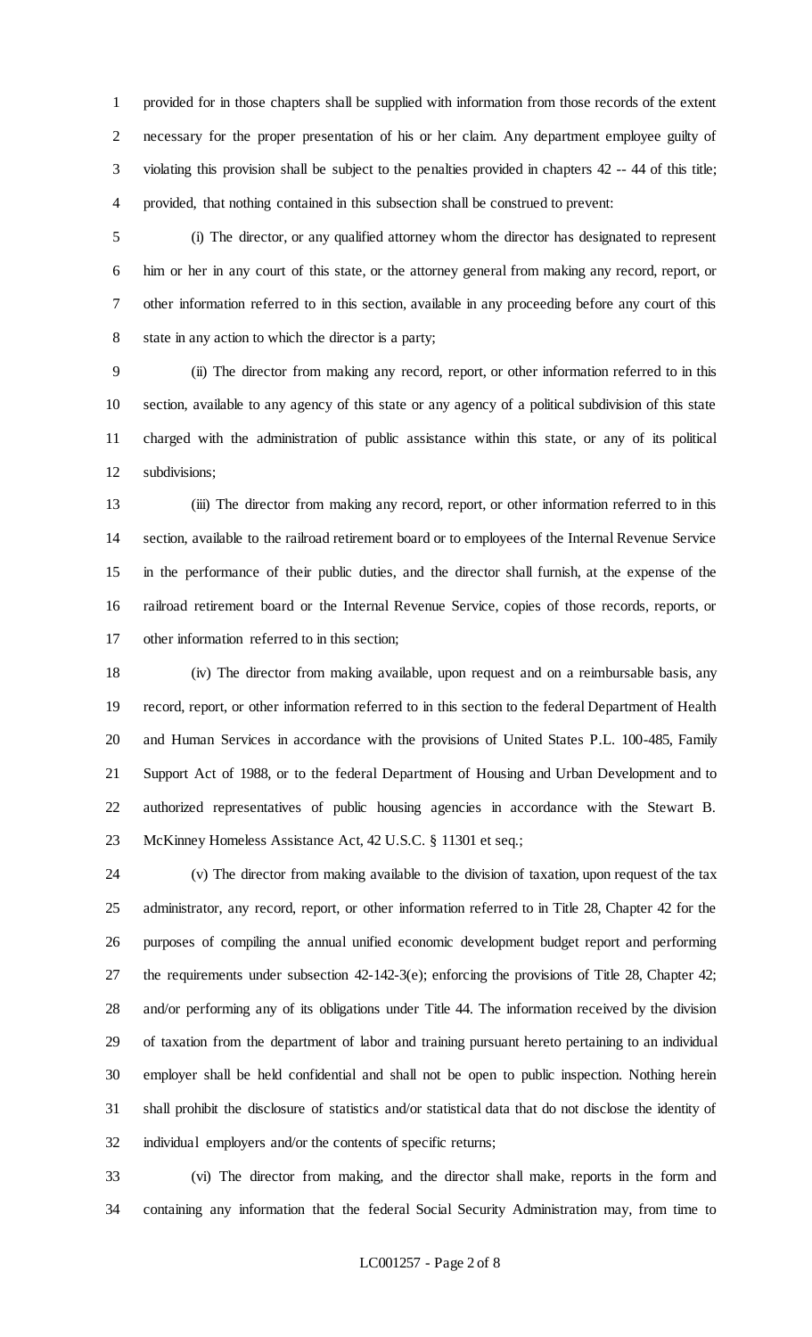provided for in those chapters shall be supplied with information from those records of the extent necessary for the proper presentation of his or her claim. Any department employee guilty of violating this provision shall be subject to the penalties provided in chapters 42 -- 44 of this title; provided, that nothing contained in this subsection shall be construed to prevent:

(i) The director, or any qualified attorney whom the director has designated to represent him or her in any court of this state, or the attorney general from making any record, report, or other information referred to in this section, available in any proceeding before any court of this state in any action to which the director is a party;

(ii) The director from making any record, report, or other information referred to in this section, available to any agency of this state or any agency of a political subdivision of this state charged with the administration of public assistance within this state, or any of its political subdivisions;

(iii) The director from making any record, report, or other information referred to in this section, available to the railroad retirement board or to employees of the Internal Revenue Service in the performance of their public duties, and the director shall furnish, at the expense of the railroad retirement board or the Internal Revenue Service, copies of those records, reports, or other information referred to in this section;

(iv) The director from making available, upon request and on a reimbursable basis, any record, report, or other information referred to in this section to the federal Department of Health and Human Services in accordance with the provisions of United States P.L. 100-485, Family Support Act of 1988, or to the federal Department of Housing and Urban Development and to authorized representatives of public housing agencies in accordance with the Stewart B. McKinney Homeless Assistance Act, 42 U.S.C. § 11301 et seq.;

(v) The director from making available to the division of taxation, upon request of the tax administrator, any record, report, or other information referred to in Title 28, Chapter 42 for the purposes of compiling the annual unified economic development budget report and performing the requirements under subsection 42-142-3(e); enforcing the provisions of Title 28, Chapter 42; and/or performing any of its obligations under Title 44. The information received by the division of taxation from the department of labor and training pursuant hereto pertaining to an individual employer shall be held confidential and shall not be open to public inspection. Nothing herein shall prohibit the disclosure of statistics and/or statistical data that do not disclose the identity of individual employers and/or the contents of specific returns;

(vi) The director from making, and the director shall make, reports in the form and containing any information that the federal Social Security Administration may, from time to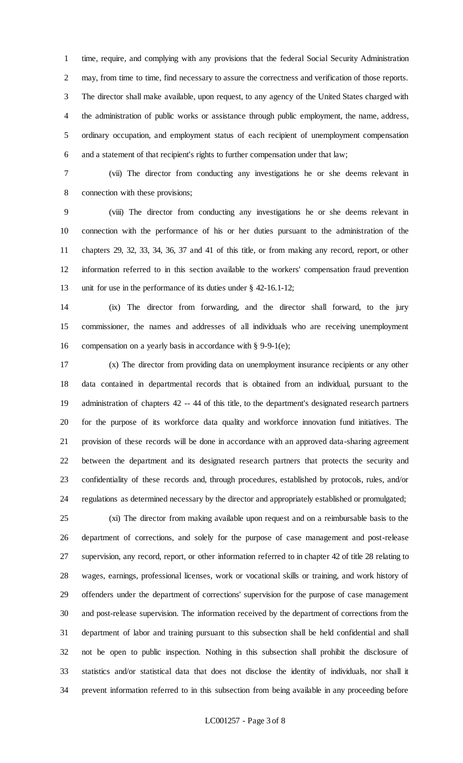time, require, and complying with any provisions that the federal Social Security Administration may, from time to time, find necessary to assure the correctness and verification of those reports. The director shall make available, upon request, to any agency of the United States charged with the administration of public works or assistance through public employment, the name, address, ordinary occupation, and employment status of each recipient of unemployment compensation and a statement of that recipient's rights to further compensation under that law;

(vii) The director from conducting any investigations he or she deems relevant in connection with these provisions;

(viii) The director from conducting any investigations he or she deems relevant in connection with the performance of his or her duties pursuant to the administration of the chapters 29, 32, 33, 34, 36, 37 and 41 of this title, or from making any record, report, or other information referred to in this section available to the workers' compensation fraud prevention unit for use in the performance of its duties under § 42-16.1-12;

(ix) The director from forwarding, and the director shall forward, to the jury commissioner, the names and addresses of all individuals who are receiving unemployment compensation on a yearly basis in accordance with § 9-9-1(e);

(x) The director from providing data on unemployment insurance recipients or any other data contained in departmental records that is obtained from an individual, pursuant to the administration of chapters 42 -- 44 of this title, to the department's designated research partners for the purpose of its workforce data quality and workforce innovation fund initiatives. The provision of these records will be done in accordance with an approved data-sharing agreement between the department and its designated research partners that protects the security and confidentiality of these records and, through procedures, established by protocols, rules, and/or regulations as determined necessary by the director and appropriately established or promulgated;

(xi) The director from making available upon request and on a reimbursable basis to the department of corrections, and solely for the purpose of case management and post-release supervision, any record, report, or other information referred to in chapter 42 of title 28 relating to wages, earnings, professional licenses, work or vocational skills or training, and work history of offenders under the department of corrections' supervision for the purpose of case management and post-release supervision. The information received by the department of corrections from the department of labor and training pursuant to this subsection shall be held confidential and shall not be open to public inspection. Nothing in this subsection shall prohibit the disclosure of statistics and/or statistical data that does not disclose the identity of individuals, nor shall it prevent information referred to in this subsection from being available in any proceeding before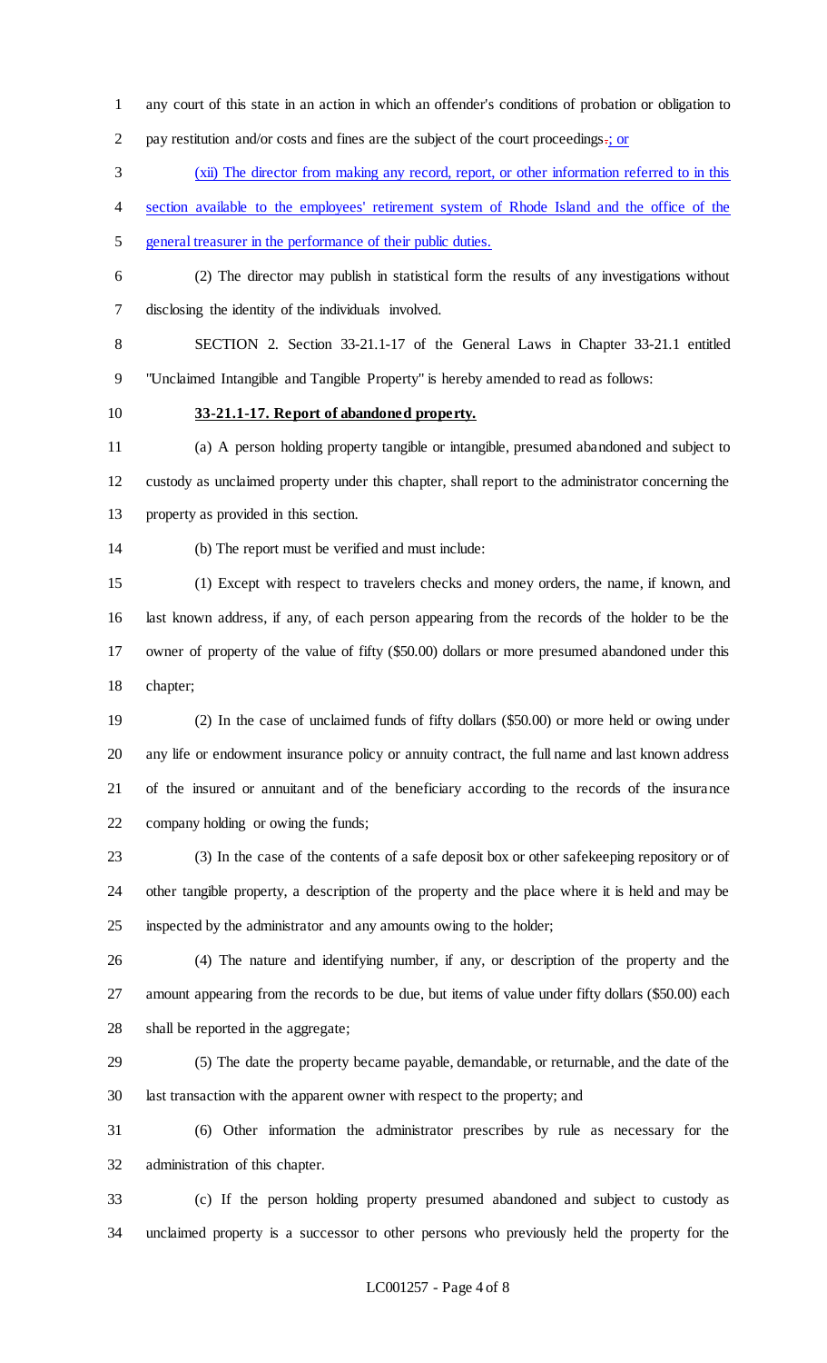any court of this state in an action in which an offender's conditions of probation or obligation to pay restitution and/or costs and fines are the subject of the court proceedings~~.~~; or

(xii) The director from making any record, report, or other information referred to in this section available to the employees' retirement system of Rhode Island and the office of the general treasurer in the performance of their public duties.

(2) The director may publish in statistical form the results of any investigations without disclosing the identity of the individuals involved.

SECTION 2. Section 33-21.1-17 of the General Laws in Chapter 33-21.1 entitled "Unclaimed Intangible and Tangible Property" is hereby amended to read as follows:

**33-21.1-17. Report of abandoned property.**

(a) A person holding property tangible or intangible, presumed abandoned and subject to custody as unclaimed property under this chapter, shall report to the administrator concerning the property as provided in this section.

(b) The report must be verified and must include:

(1) Except with respect to travelers checks and money orders, the name, if known, and last known address, if any, of each person appearing from the records of the holder to be the owner of property of the value of fifty ($50.00) dollars or more presumed abandoned under this chapter;

(2) In the case of unclaimed funds of fifty dollars ($50.00) or more held or owing under any life or endowment insurance policy or annuity contract, the full name and last known address of the insured or annuitant and of the beneficiary according to the records of the insurance company holding or owing the funds;

(3) In the case of the contents of a safe deposit box or other safekeeping repository or of other tangible property, a description of the property and the place where it is held and may be inspected by the administrator and any amounts owing to the holder;

(4) The nature and identifying number, if any, or description of the property and the amount appearing from the records to be due, but items of value under fifty dollars ($50.00) each shall be reported in the aggregate;

(5) The date the property became payable, demandable, or returnable, and the date of the last transaction with the apparent owner with respect to the property; and

(6) Other information the administrator prescribes by rule as necessary for the administration of this chapter.

(c) If the person holding property presumed abandoned and subject to custody as unclaimed property is a successor to other persons who previously held the property for the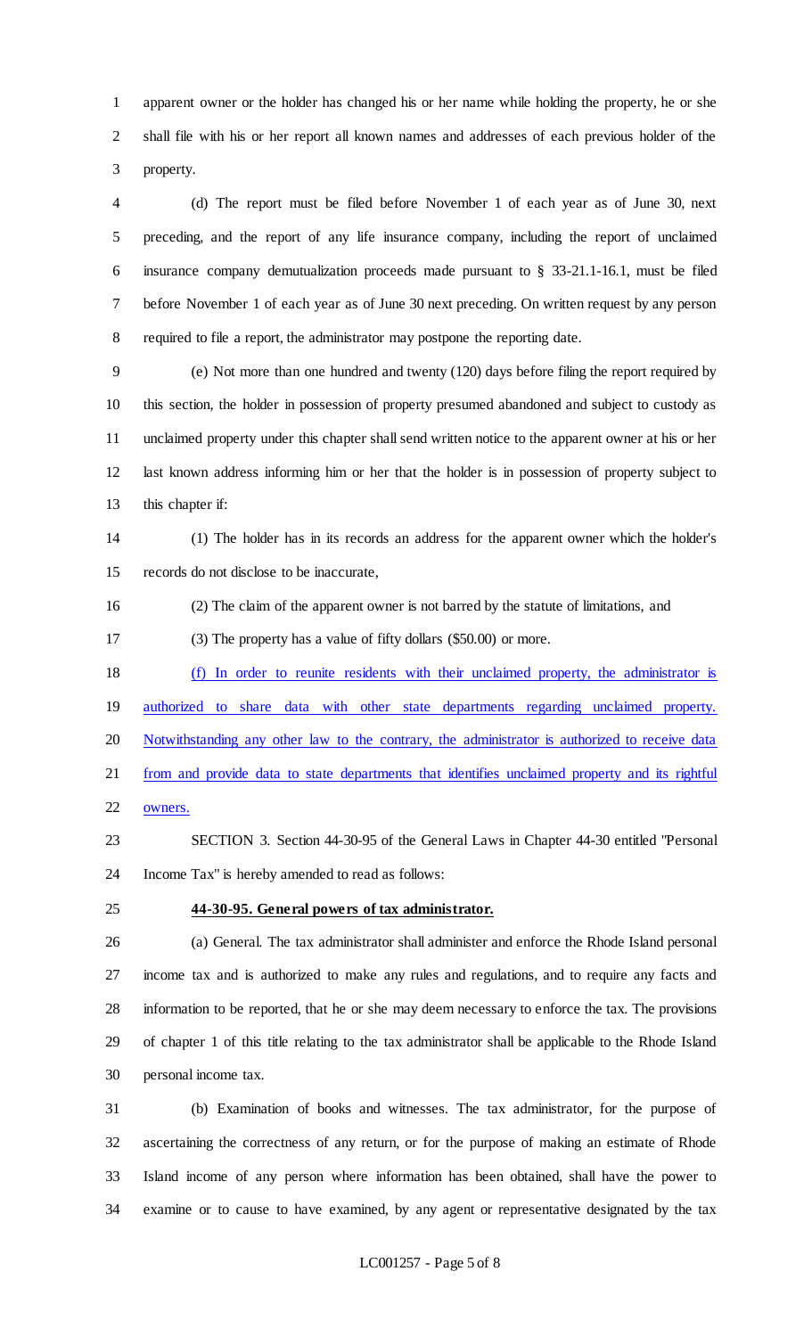apparent owner or the holder has changed his or her name while holding the property, he or she shall file with his or her report all known names and addresses of each previous holder of the property.

(d) The report must be filed before November 1 of each year as of June 30, next preceding, and the report of any life insurance company, including the report of unclaimed insurance company demutualization proceeds made pursuant to § 33-21.1-16.1, must be filed before November 1 of each year as of June 30 next preceding. On written request by any person required to file a report, the administrator may postpone the reporting date.

(e) Not more than one hundred and twenty (120) days before filing the report required by this section, the holder in possession of property presumed abandoned and subject to custody as unclaimed property under this chapter shall send written notice to the apparent owner at his or her last known address informing him or her that the holder is in possession of property subject to this chapter if:

(1) The holder has in its records an address for the apparent owner which the holder's records do not disclose to be inaccurate,

(2) The claim of the apparent owner is not barred by the statute of limitations, and

(3) The property has a value of fifty dollars ($50.00) or more.

<u>(f) In order to reunite residents with their unclaimed property, the administrator is authorized to share data with other state departments regarding unclaimed property. Notwithstanding any other law to the contrary, the administrator is authorized to receive data from and provide data to state departments that identifies unclaimed property and its rightful owners.</u>

SECTION 3. Section 44-30-95 of the General Laws in Chapter 44-30 entitled "Personal Income Tax" is hereby amended to read as follows:

**<u>44-30-95. General powers of tax administrator.</u>**

(a) General. The tax administrator shall administer and enforce the Rhode Island personal income tax and is authorized to make any rules and regulations, and to require any facts and information to be reported, that he or she may deem necessary to enforce the tax. The provisions of chapter 1 of this title relating to the tax administrator shall be applicable to the Rhode Island personal income tax.

(b) Examination of books and witnesses. The tax administrator, for the purpose of ascertaining the correctness of any return, or for the purpose of making an estimate of Rhode Island income of any person where information has been obtained, shall have the power to examine or to cause to have examined, by any agent or representative designated by the tax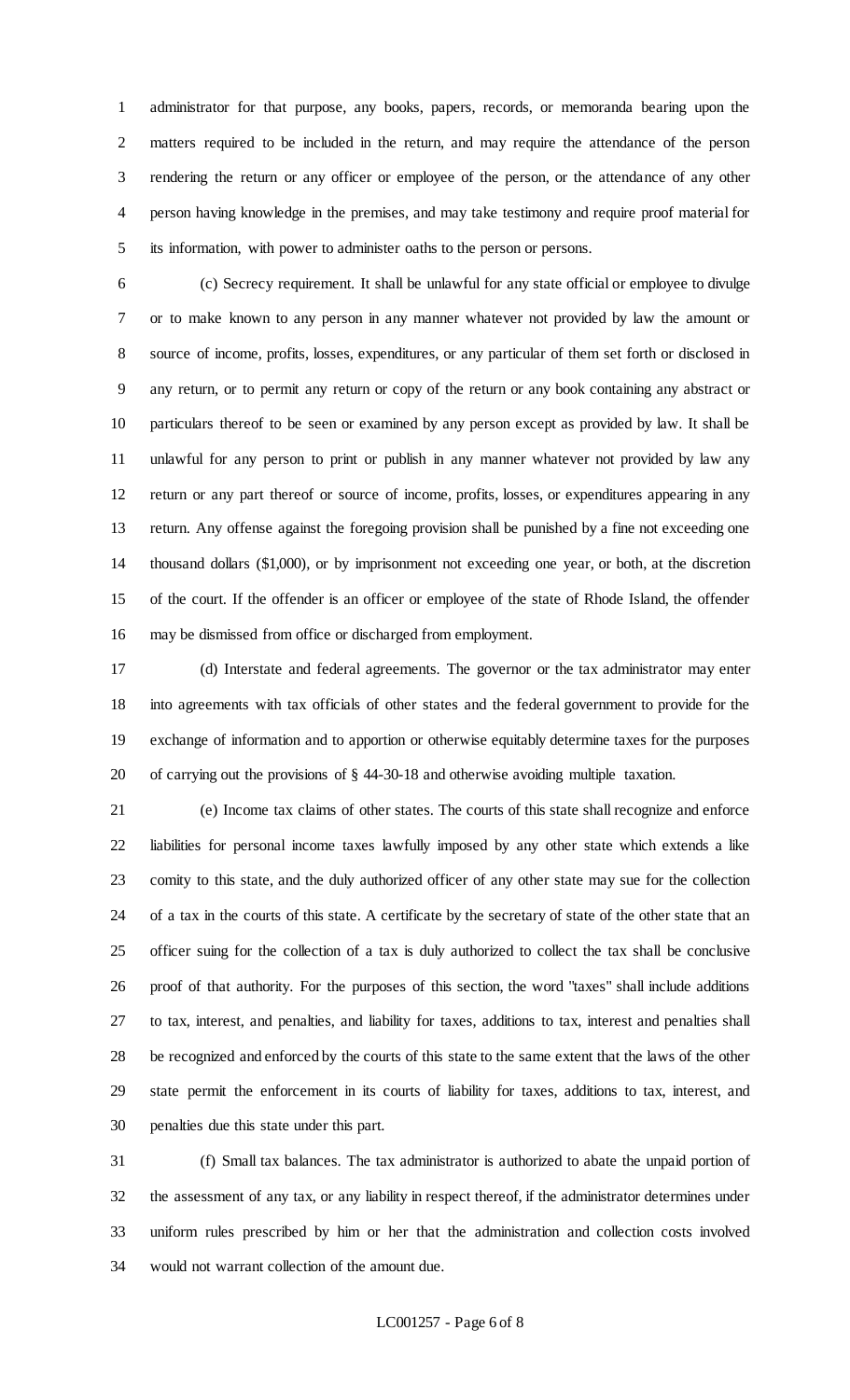administrator for that purpose, any books, papers, records, or memoranda bearing upon the matters required to be included in the return, and may require the attendance of the person rendering the return or any officer or employee of the person, or the attendance of any other person having knowledge in the premises, and may take testimony and require proof material for its information, with power to administer oaths to the person or persons.

(c) Secrecy requirement. It shall be unlawful for any state official or employee to divulge or to make known to any person in any manner whatever not provided by law the amount or source of income, profits, losses, expenditures, or any particular of them set forth or disclosed in any return, or to permit any return or copy of the return or any book containing any abstract or particulars thereof to be seen or examined by any person except as provided by law. It shall be unlawful for any person to print or publish in any manner whatever not provided by law any return or any part thereof or source of income, profits, losses, or expenditures appearing in any return. Any offense against the foregoing provision shall be punished by a fine not exceeding one thousand dollars ($1,000), or by imprisonment not exceeding one year, or both, at the discretion of the court. If the offender is an officer or employee of the state of Rhode Island, the offender may be dismissed from office or discharged from employment.

(d) Interstate and federal agreements. The governor or the tax administrator may enter into agreements with tax officials of other states and the federal government to provide for the exchange of information and to apportion or otherwise equitably determine taxes for the purposes of carrying out the provisions of § 44-30-18 and otherwise avoiding multiple taxation.

(e) Income tax claims of other states. The courts of this state shall recognize and enforce liabilities for personal income taxes lawfully imposed by any other state which extends a like comity to this state, and the duly authorized officer of any other state may sue for the collection of a tax in the courts of this state. A certificate by the secretary of state of the other state that an officer suing for the collection of a tax is duly authorized to collect the tax shall be conclusive proof of that authority. For the purposes of this section, the word "taxes" shall include additions to tax, interest, and penalties, and liability for taxes, additions to tax, interest and penalties shall be recognized and enforced by the courts of this state to the same extent that the laws of the other state permit the enforcement in its courts of liability for taxes, additions to tax, interest, and penalties due this state under this part.

(f) Small tax balances. The tax administrator is authorized to abate the unpaid portion of the assessment of any tax, or any liability in respect thereof, if the administrator determines under uniform rules prescribed by him or her that the administration and collection costs involved would not warrant collection of the amount due.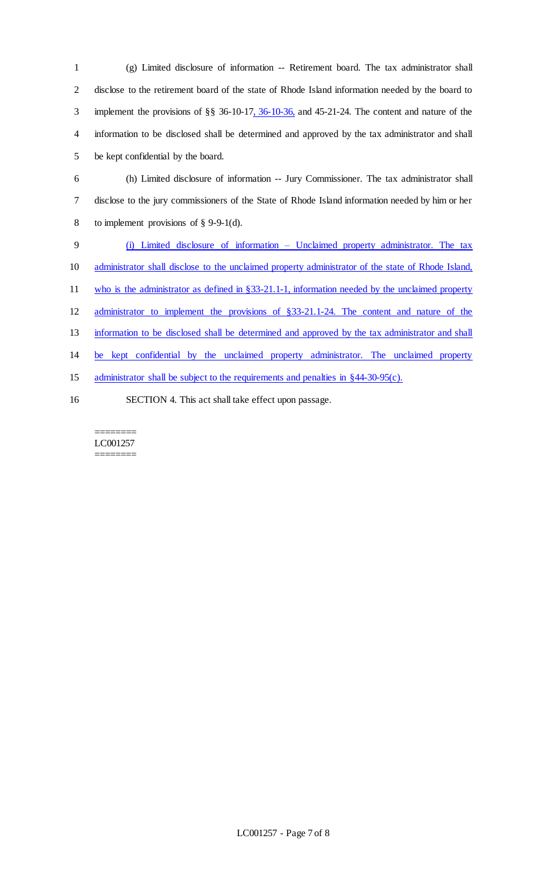(g) Limited disclosure of information -- Retirement board. The tax administrator shall disclose to the retirement board of the state of Rhode Island information needed by the board to implement the provisions of §§ 36-10-17, 36-10-36, and 45-21-24. The content and nature of the information to be disclosed shall be determined and approved by the tax administrator and shall be kept confidential by the board.

(h) Limited disclosure of information -- Jury Commissioner. The tax administrator shall disclose to the jury commissioners of the State of Rhode Island information needed by him or her to implement provisions of § 9-9-1(d).

(i) Limited disclosure of information – Unclaimed property administrator. The tax administrator shall disclose to the unclaimed property administrator of the state of Rhode Island, who is the administrator as defined in §33-21.1-1, information needed by the unclaimed property administrator to implement the provisions of §33-21.1-24. The content and nature of the information to be disclosed shall be determined and approved by the tax administrator and shall be kept confidential by the unclaimed property administrator. The unclaimed property administrator shall be subject to the requirements and penalties in §44-30-95(c).

SECTION 4. This act shall take effect upon passage.

========
LC001257
========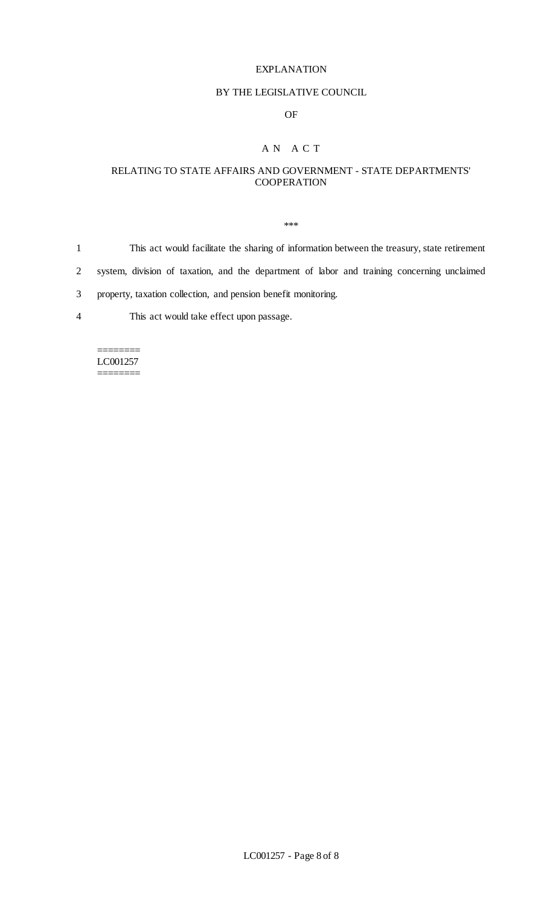EXPLANATION

BY THE LEGISLATIVE COUNCIL

OF

# A N A C T

## RELATING TO STATE AFFAIRS AND GOVERNMENT - STATE DEPARTMENTS' COOPERATION

\*\*\*

1 This act would facilitate the sharing of information between the treasury, state retirement
2 system, division of taxation, and the department of labor and training concerning unclaimed
3 property, taxation collection, and pension benefit monitoring.
4 This act would take effect upon passage.

========
LC001257
========